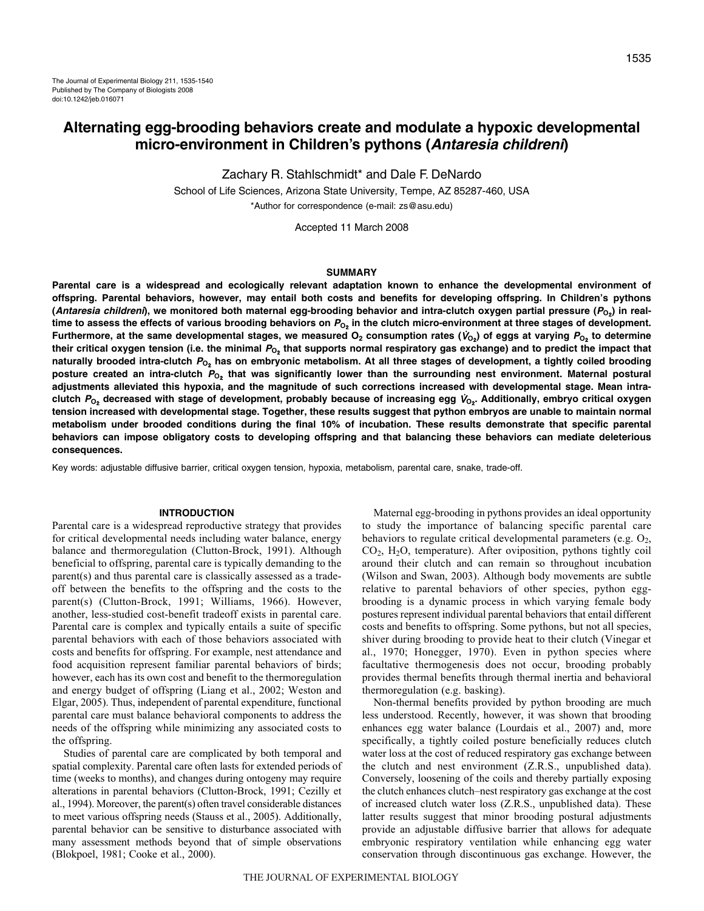# Alternating egg-brooding behaviors create and modulate a hypoxic developmental micro-environment in Children's pythons (*Antaresia childreni*)

Zachary R. Stahlschmidt* and Dale F. DeNardo

School of Life Sciences, Arizona State University, Tempe, AZ 85287-460, USA

*Author for correspondence (e-mail: zs@asu.edu)

Accepted 11 March 2008

## SUMMARY

**Parental care is a widespread and ecologically relevant adaptation known to enhance the developmental environment of offspring. Parental behaviors, however, may entail both costs and benefits for developing offspring. In Children's pythons (*Antaresia childreni*), we monitored both maternal egg-brooding behavior and intra-clutch oxygen partial pressure ($P_{O_2}$) in real-time to assess the effects of various brooding behaviors on $P_{O_2}$ in the clutch micro-environment at three stages of development. Furthermore, at the same developmental stages, we measured $O_2$ consumption rates ($\dot{V}_{O_2}$) of eggs at varying $P_{O_2}$ to determine their critical oxygen tension (i.e. the minimal $P_{O_2}$ that supports normal respiratory gas exchange) and to predict the impact that naturally brooded intra-clutch $P_{O_2}$ has on embryonic metabolism. At all three stages of development, a tightly coiled brooding posture created an intra-clutch $P_{O_2}$ that was significantly lower than the surrounding nest environment. Maternal postural adjustments alleviated this hypoxia, and the magnitude of such corrections increased with developmental stage. Mean intra-clutch $P_{O_2}$ decreased with stage of development, probably because of increasing egg $\dot{V}_{O_2}$. Additionally, embryo critical oxygen tension increased with developmental stage. Together, these results suggest that python embryos are unable to maintain normal metabolism under brooded conditions during the final 10% of incubation. These results demonstrate that specific parental behaviors can impose obligatory costs to developing offspring and that balancing these behaviors can mediate deleterious consequences.**

Key words: adjustable diffusive barrier, critical oxygen tension, hypoxia, metabolism, parental care, snake, trade-off.

## INTRODUCTION

Parental care is a widespread reproductive strategy that provides for critical developmental needs including water balance, energy balance and thermoregulation (Clutton-Brock, 1991). Although beneficial to offspring, parental care is typically demanding to the parent(s) and thus parental care is classically assessed as a trade-off between the benefits to the offspring and the costs to the parent(s) (Clutton-Brock, 1991; Williams, 1966). However, another, less-studied cost-benefit tradeoff exists in parental care. Parental care is complex and typically entails a suite of specific parental behaviors with each of those behaviors associated with costs and benefits for offspring. For example, nest attendance and food acquisition represent familiar parental behaviors of birds; however, each has its own cost and benefit to the thermoregulation and energy budget of offspring (Liang et al., 2002; Weston and Elgar, 2005). Thus, independent of parental expenditure, functional parental care must balance behavioral components to address the needs of the offspring while minimizing any associated costs to the offspring.

Studies of parental care are complicated by both temporal and spatial complexity. Parental care often lasts for extended periods of time (weeks to months), and changes during ontogeny may require alterations in parental behaviors (Clutton-Brock, 1991; Cezilly et al., 1994). Moreover, the parent(s) often travel considerable distances to meet various offspring needs (Stauss et al., 2005). Additionally, parental behavior can be sensitive to disturbance associated with many assessment methods beyond that of simple observations (Blokpoel, 1981; Cooke et al., 2000).

Maternal egg-brooding in pythons provides an ideal opportunity to study the importance of balancing specific parental care behaviors to regulate critical developmental parameters (e.g. $O_2$, $CO_2$, $H_2O$, temperature). After oviposition, pythons tightly coil around their clutch and can remain so throughout incubation (Wilson and Swan, 2003). Although body movements are subtle relative to parental behaviors of other species, python egg-brooding is a dynamic process in which varying female body postures represent individual parental behaviors that entail different costs and benefits to offspring. Some pythons, but not all species, shiver during brooding to provide heat to their clutch (Vinegar et al., 1970; Honegger, 1970). Even in python species where facultative thermogenesis does not occur, brooding probably provides thermal benefits through thermal inertia and behavioral thermoregulation (e.g. basking).

Non-thermal benefits provided by python brooding are much less understood. Recently, however, it was shown that brooding enhances egg water balance (Lourdais et al., 2007) and, more specifically, a tightly coiled posture beneficially reduces clutch water loss at the cost of reduced respiratory gas exchange between the clutch and nest environment (Z.R.S., unpublished data). Conversely, loosening of the coils and thereby partially exposing the clutch enhances clutch–nest respiratory gas exchange at the cost of increased clutch water loss (Z.R.S., unpublished data). These latter results suggest that minor brooding postural adjustments provide an adjustable diffusive barrier that allows for adequate embryonic respiratory ventilation while enhancing egg water conservation through discontinuous gas exchange. However, the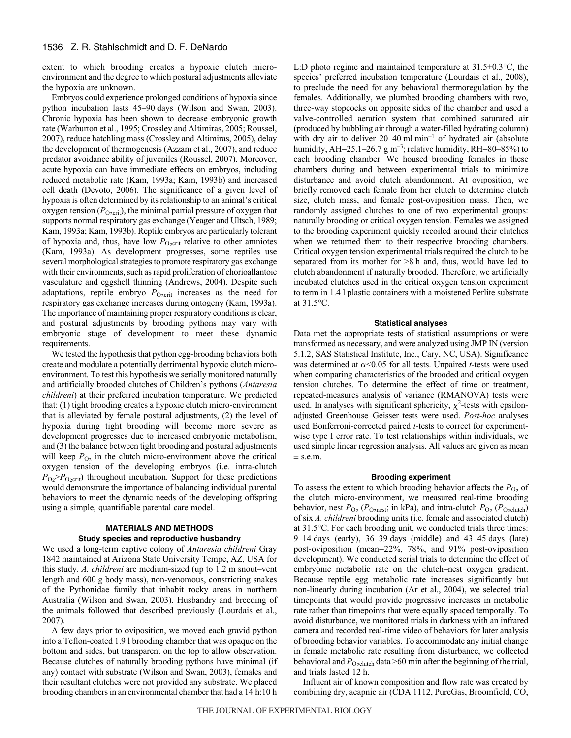extent to which brooding creates a hypoxic clutch micro-environment and the degree to which postural adjustments alleviate the hypoxia are unknown.

Embryos could experience prolonged conditions of hypoxia since python incubation lasts 45–90 days (Wilson and Swan, 2003). Chronic hypoxia has been shown to decrease embryonic growth rate (Warburton et al., 1995; Crossley and Altimiras, 2005; Roussel, 2007), reduce hatchling mass (Crossley and Altimiras, 2005), delay the development of thermogenesis (Azzam et al., 2007), and reduce predator avoidance ability of juveniles (Roussel, 2007). Moreover, acute hypoxia can have immediate effects on embryos, including reduced metabolic rate (Kam, 1993a; Kam, 1993b) and increased cell death (Devoto, 2006). The significance of a given level of hypoxia is often determined by its relationship to an animal's critical oxygen tension ($P_{O_2crit}$), the minimal partial pressure of oxygen that supports normal respiratory gas exchange (Yeager and Ultsch, 1989; Kam, 1993a; Kam, 1993b). Reptile embryos are particularly tolerant of hypoxia and, thus, have low $P_{O_2crit}$ relative to other amniotes (Kam, 1993a). As development progresses, some reptiles use several morphological strategies to promote respiratory gas exchange with their environments, such as rapid proliferation of chorioallantoic vasculature and eggshell thinning (Andrews, 2004). Despite such adaptations, reptile embryo $P_{O_2crit}$ increases as the need for respiratory gas exchange increases during ontogeny (Kam, 1993a). The importance of maintaining proper respiratory conditions is clear, and postural adjustments by brooding pythons may vary with embryonic stage of development to meet these dynamic requirements.

We tested the hypothesis that python egg-brooding behaviors both create and modulate a potentially detrimental hypoxic clutch micro-environment. To test this hypothesis we serially monitored naturally and artificially brooded clutches of Children's pythons (*Antaresia childreni*) at their preferred incubation temperature. We predicted that: (1) tight brooding creates a hypoxic clutch micro-environment that is alleviated by female postural adjustments, (2) the level of hypoxia during tight brooding will become more severe as development progresses due to increased embryonic metabolism, and (3) the balance between tight brooding and postural adjustments will keep $P_{O_2}$ in the clutch micro-environment above the critical oxygen tension of the developing embryos (i.e. intra-clutch $P_{O_2}$>$P_{O_2crit}$) throughout incubation. Support for these predictions would demonstrate the importance of balancing individual parental behaviors to meet the dynamic needs of the developing offspring using a simple, quantifiable parental care model.

## MATERIALS AND METHODS

### Study species and reproductive husbandry

We used a long-term captive colony of *Antaresia childreni* Gray 1842 maintained at Arizona State University Tempe, AZ, USA for this study. *A. childreni* are medium-sized (up to 1.2 m snout–vent length and 600 g body mass), non-venomous, constricting snakes of the Pythonidae family that inhabit rocky areas in northern Australia (Wilson and Swan, 2003). Husbandry and breeding of the animals followed that described previously (Lourdais et al., 2007).

A few days prior to oviposition, we moved each gravid python into a Teflon-coated 1.9 l brooding chamber that was opaque on the bottom and sides, but transparent on the top to allow observation. Because clutches of naturally brooding pythons have minimal (if any) contact with substrate (Wilson and Swan, 2003), females and their resultant clutches were not provided any substrate. We placed brooding chambers in an environmental chamber that had a 14 h:10 h L:D photo regime and maintained temperature at 31.5±0.3°C, the species' preferred incubation temperature (Lourdais et al., 2008), to preclude the need for any behavioral thermoregulation by the females. Additionally, we plumbed brooding chambers with two, three-way stopcocks on opposite sides of the chamber and used a valve-controlled aeration system that combined saturated air (produced by bubbling air through a water-filled hydrating column) with dry air to deliver 20–40 ml min$^{-1}$ of hydrated air (absolute humidity, AH=25.1–26.7 g m$^{-3}$; relative humidity, RH=80–85%) to each brooding chamber. We housed brooding females in these chambers during and between experimental trials to minimize disturbance and avoid clutch abandonment. At oviposition, we briefly removed each female from her clutch to determine clutch size, clutch mass, and female post-oviposition mass. Then, we randomly assigned clutches to one of two experimental groups: naturally brooding or critical oxygen tension. Females we assigned to the brooding experiment quickly recoiled around their clutches when we returned them to their respective brooding chambers. Critical oxygen tension experimental trials required the clutch to be separated from its mother for >8 h and, thus, would have led to clutch abandonment if naturally brooded. Therefore, we artificially incubated clutches used in the critical oxygen tension experiment to term in 1.4 l plastic containers with a moistened Perlite substrate at 31.5°C.

### Statistical analyses

Data met the appropriate tests of statistical assumptions or were transformed as necessary, and were analyzed using JMP IN (version 5.1.2, SAS Statistical Institute, Inc., Cary, NC, USA). Significance was determined at $\alpha$<0.05 for all tests. Unpaired *t*-tests were used when comparing characteristics of the brooded and critical oxygen tension clutches. To determine the effect of time or treatment, repeated-measures analysis of variance (RMANOVA) tests were used. In analyses with significant sphericity, $\chi^2$-tests with epsilon-adjusted Greenhouse–Geisser tests were used. *Post-hoc* analyses used Bonferroni-corrected paired *t*-tests to correct for experiment-wise type I error rate. To test relationships within individuals, we used simple linear regression analysis. All values are given as mean ± s.e.m.

### Brooding experiment

To assess the extent to which brooding behavior affects the $P_{O_2}$ of the clutch micro-environment, we measured real-time brooding behavior, nest $P_{O_2}$ ($P_{O_2nest}$; in kPa), and intra-clutch $P_{O_2}$ ($P_{O_2clutch}$) of six *A. childreni* brooding units (i.e. female and associated clutch) at 31.5°C. For each brooding unit, we conducted trials three times: 9–14 days (early), 36–39 days (middle) and 43–45 days (late) post-oviposition (mean=22%, 78%, and 91% post-oviposition development). We conducted serial trials to determine the effect of embryonic metabolic rate on the clutch–nest oxygen gradient. Because reptile egg metabolic rate increases significantly but non-linearly during incubation (Ar et al., 2004), we selected trial timepoints that would provide progressive increases in metabolic rate rather than timepoints that were equally spaced temporally. To avoid disturbance, we monitored trials in darkness with an infrared camera and recorded real-time video of behaviors for later analysis of brooding behavior variables. To accommodate any initial change in female metabolic rate resulting from disturbance, we collected behavioral and $P_{O_2clutch}$ data >60 min after the beginning of the trial, and trials lasted 12 h.

Influent air of known composition and flow rate was created by combining dry, acapnic air (CDA 1112, PureGas, Broomfield, CO,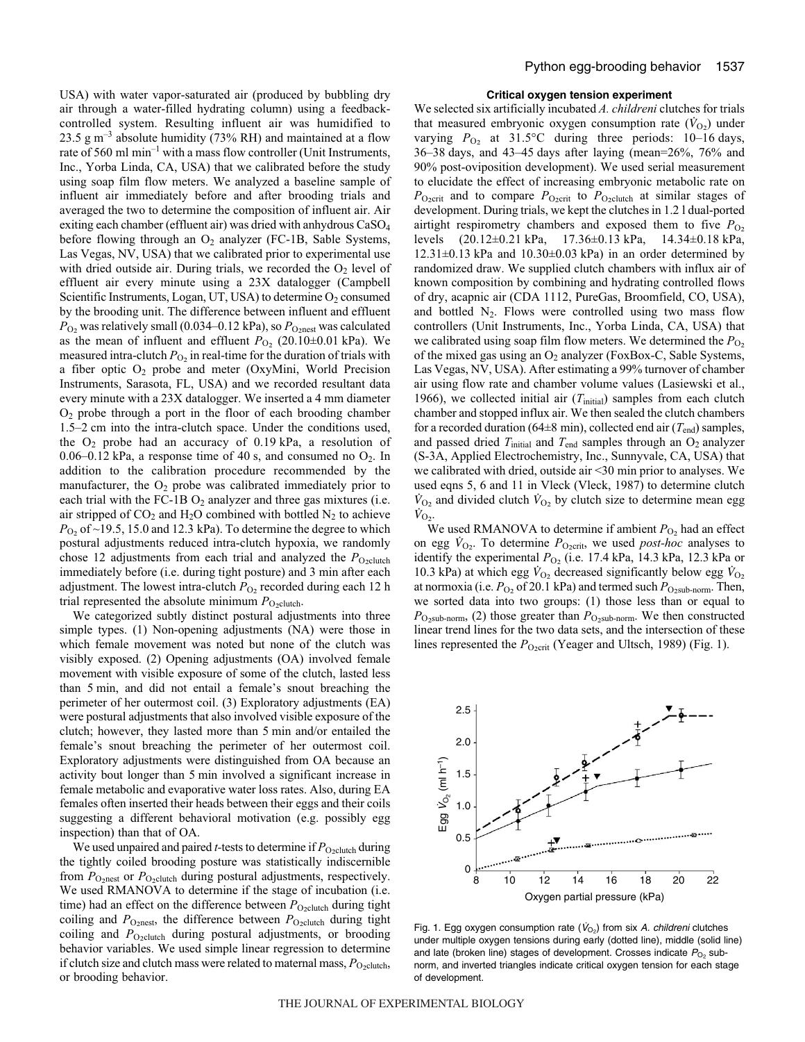USA) with water vapor-saturated air (produced by bubbling dry air through a water-filled hydrating column) using a feedback-controlled system. Resulting influent air was humidified to 23.5 g m$^{-3}$ absolute humidity (73% RH) and maintained at a flow rate of 560 ml min$^{-1}$ with a mass flow controller (Unit Instruments, Inc., Yorba Linda, CA, USA) that we calibrated before the study using soap film flow meters. We analyzed a baseline sample of influent air immediately before and after brooding trials and averaged the two to determine the composition of influent air. Air exiting each chamber (effluent air) was dried with anhydrous $CaSO_4$ before flowing through an $O_2$ analyzer (FC-1B, Sable Systems, Las Vegas, NV, USA) that we calibrated prior to experimental use with dried outside air. During trials, we recorded the $O_2$ level of effluent air every minute using a 23X datalogger (Campbell Scientific Instruments, Logan, UT, USA) to determine $O_2$ consumed by the brooding unit. The difference between influent and effluent $P_{O_2}$ was relatively small (0.034–0.12 kPa), so $P_{O_2nest}$ was calculated as the mean of influent and effluent $P_{O_2}$ (20.10±0.01 kPa). We measured intra-clutch $P_{O_2}$ in real-time for the duration of trials with a fiber optic $O_2$ probe and meter (OxyMini, World Precision Instruments, Sarasota, FL, USA) and we recorded resultant data every minute with a 23X datalogger. We inserted a 4 mm diameter $O_2$ probe through a port in the floor of each brooding chamber 1.5–2 cm into the intra-clutch space. Under the conditions used, the $O_2$ probe had an accuracy of 0.19 kPa, a resolution of 0.06–0.12 kPa, a response time of 40 s, and consumed no $O_2$. In addition to the calibration procedure recommended by the manufacturer, the $O_2$ probe was calibrated immediately prior to each trial with the FC-1B $O_2$ analyzer and three gas mixtures (i.e. air stripped of $CO_2$ and $H_2O$ combined with bottled $N_2$ to achieve $P_{O_2}$ of ~19.5, 15.0 and 12.3 kPa). To determine the degree to which postural adjustments reduced intra-clutch hypoxia, we randomly chose 12 adjustments from each trial and analyzed the $P_{O_2clutch}$ immediately before (i.e. during tight posture) and 3 min after each adjustment. The lowest intra-clutch $P_{O_2}$ recorded during each 12 h trial represented the absolute minimum $P_{O_2clutch}$.

We categorized subtly distinct postural adjustments into three simple types. (1) Non-opening adjustments (NA) were those in which female movement was noted but none of the clutch was visibly exposed. (2) Opening adjustments (OA) involved female movement with visible exposure of some of the clutch, lasted less than 5 min, and did not entail a female's snout breaching the perimeter of her outermost coil. (3) Exploratory adjustments (EA) were postural adjustments that also involved visible exposure of the clutch; however, they lasted more than 5 min and/or entailed the female's snout breaching the perimeter of her outermost coil. Exploratory adjustments were distinguished from OA because an activity bout longer than 5 min involved a significant increase in female metabolic and evaporative water loss rates. Also, during EA females often inserted their heads between their eggs and their coils suggesting a different behavioral motivation (e.g. possibly egg inspection) than that of OA.

We used unpaired and paired *t*-tests to determine if $P_{O_2clutch}$ during the tightly coiled brooding posture was statistically indiscernible from $P_{O_2nest}$ or $P_{O_2clutch}$ during postural adjustments, respectively. We used RMANOVA to determine if the stage of incubation (i.e. time) had an effect on the difference between $P_{O_2clutch}$ during tight coiling and $P_{O_2nest}$, the difference between $P_{O_2clutch}$ during tight coiling and $P_{O_2clutch}$ during postural adjustments, or brooding behavior variables. We used simple linear regression to determine if clutch size and clutch mass were related to maternal mass, $P_{O_2clutch}$, or brooding behavior.

### Critical oxygen tension experiment

We selected six artificially incubated *A. childreni* clutches for trials that measured embryonic oxygen consumption rate ($\dot{V}_{O_2}$) under varying $P_{O_2}$ at 31.5°C during three periods: 10–16 days, 36–38 days, and 43–45 days after laying (mean=26%, 76% and 90% post-oviposition development). We used serial measurement to elucidate the effect of increasing embryonic metabolic rate on $P_{O_2crit}$ and to compare $P_{O_2crit}$ to $P_{O_2clutch}$ at similar stages of development. During trials, we kept the clutches in 1.2 l dual-ported airtight respirometry chambers and exposed them to five $P_{O_2}$ levels (20.12±0.21 kPa, 17.36±0.13 kPa, 14.34±0.18 kPa, 12.31±0.13 kPa and 10.30±0.03 kPa) in an order determined by randomized draw. We supplied clutch chambers with influx air of known composition by combining and hydrating controlled flows of dry, acapnic air (CDA 1112, PureGas, Broomfield, CO, USA), and bottled $N_2$. Flows were controlled using two mass flow controllers (Unit Instruments, Inc., Yorba Linda, CA, USA) that we calibrated using soap film flow meters. We determined the $P_{O_2}$ of the mixed gas using an $O_2$ analyzer (FoxBox-C, Sable Systems, Las Vegas, NV, USA). After estimating a 99% turnover of chamber air using flow rate and chamber volume values (Lasiewski et al., 1966), we collected initial air ($T_{initial}$) samples from each clutch chamber and stopped influx air. We then sealed the clutch chambers for a recorded duration (64±8 min), collected end air ($T_{end}$) samples, and passed dried $T_{initial}$ and $T_{end}$ samples through an $O_2$ analyzer (S-3A, Applied Electrochemistry, Inc., Sunnyvale, CA, USA) that we calibrated with dried, outside air <30 min prior to analyses. We used eqns 5, 6 and 11 in Vleck (Vleck, 1987) to determine clutch $\dot{V}_{O_2}$ and divided clutch $\dot{V}_{O_2}$ by clutch size to determine mean egg $\dot{V}_{O_2}$.

We used RMANOVA to determine if ambient $P_{O_2}$ had an effect on egg $\dot{V}_{O_2}$. To determine $P_{O_2crit}$, we used *post-hoc* analyses to identify the experimental $P_{O_2}$ (i.e. 17.4 kPa, 14.3 kPa, 12.3 kPa or 10.3 kPa) at which egg $\dot{V}_{O_2}$ decreased significantly below egg $\dot{V}_{O_2}$ at normoxia (i.e. $P_{O_2}$ of 20.1 kPa) and termed such $P_{O_2sub\text{-}norm}$. Then, we sorted data into two groups: (1) those less than or equal to $P_{O_2sub\text{-}norm}$, (2) those greater than $P_{O_2sub\text{-}norm}$. We then constructed linear trend lines for the two data sets, and the intersection of these lines represented the $P_{O_2crit}$ (Yeager and Ultsch, 1989) (Fig. 1).

Fig. 1. Egg oxygen consumption rate ($\dot{V}_{O_2}$) from six *A. childreni* clutches under multiple oxygen tensions during early (dotted line), middle (solid line) and late (broken line) stages of development. Crosses indicate $P_{O_2}$ sub-norm, and inverted triangles indicate critical oxygen tension for each stage of development.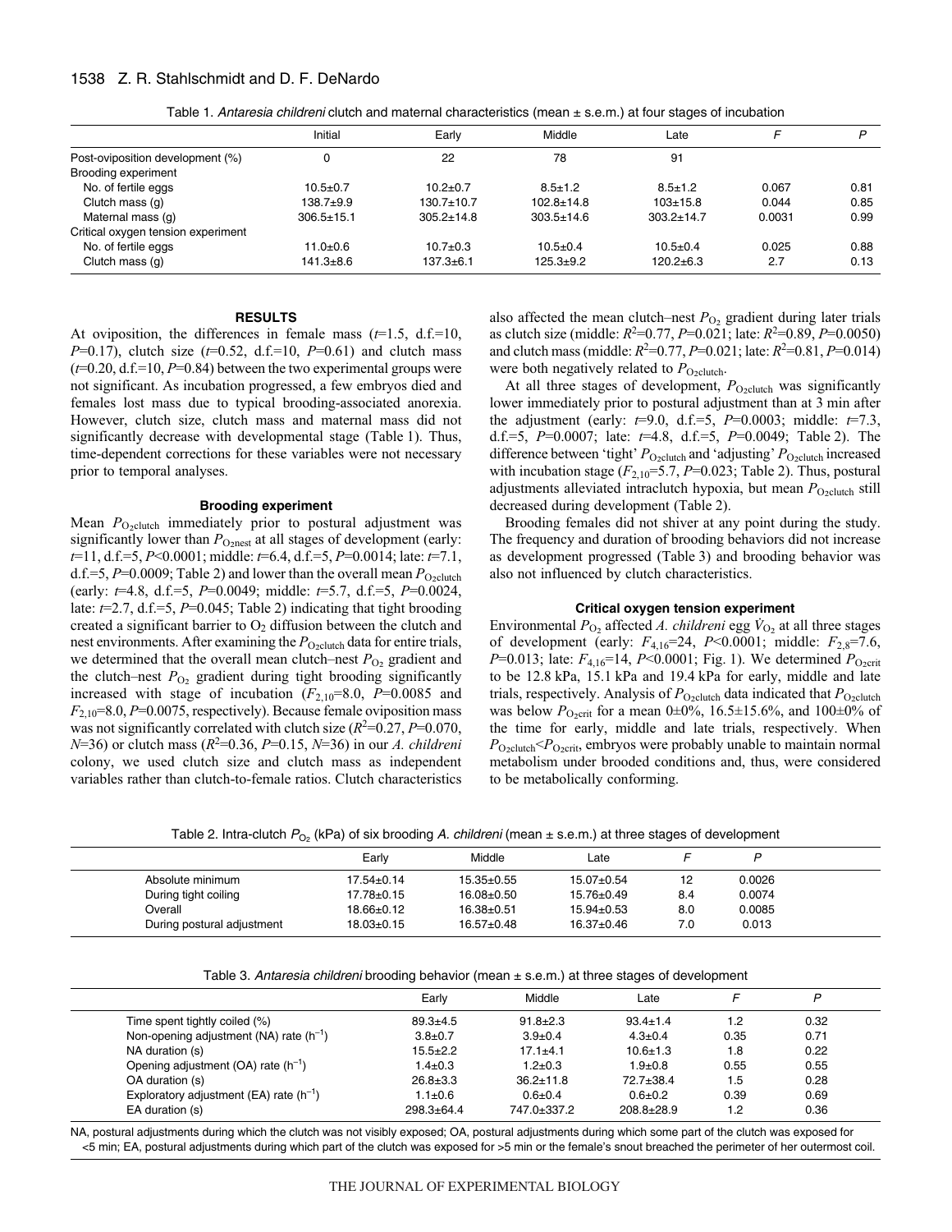Table 1. *Antaresia childreni* clutch and maternal characteristics (mean ± s.e.m.) at four stages of incubation

| | Initial | Early | Middle | Late | $F$ | $P$ |
|---|---|---|---|---|---|---|
| Post-oviposition development (%) | 0 | 22 | 78 | 91 | | |
| Brooding experiment | | | | | | |
| No. of fertile eggs | 10.5±0.7 | 10.2±0.7 | 8.5±1.2 | 8.5±1.2 | 0.067 | 0.81 |
| Clutch mass (g) | 138.7±9.9 | 130.7±10.7 | 102.8±14.8 | 103±15.8 | 0.044 | 0.85 |
| Maternal mass (g) | 306.5±15.1 | 305.2±14.8 | 303.5±14.6 | 303.2±14.7 | 0.0031 | 0.99 |
| Critical oxygen tension experiment | | | | | | |
| No. of fertile eggs | 11.0±0.6 | 10.7±0.3 | 10.5±0.4 | 10.5±0.4 | 0.025 | 0.88 |
| Clutch mass (g) | 141.3±8.6 | 137.3±6.1 | 125.3±9.2 | 120.2±6.3 | 2.7 | 0.13 |

## RESULTS

At oviposition, the differences in female mass ($t$=1.5, d.f.=10, $P$=0.17), clutch size ($t$=0.52, d.f.=10, $P$=0.61) and clutch mass ($t$=0.20, d.f.=10, $P$=0.84) between the two experimental groups were not significant. As incubation progressed, a few embryos died and females lost mass due to typical brooding-associated anorexia. However, clutch size, clutch mass and maternal mass did not significantly decrease with developmental stage (Table 1). Thus, time-dependent corrections for these variables were not necessary prior to temporal analyses.

### Brooding experiment

Mean $P_{O_2clutch}$ immediately prior to postural adjustment was significantly lower than $P_{O_2nest}$ at all stages of development (early: $t$=11, d.f.=5, $P$<0.0001; middle: $t$=6.4, d.f.=5, $P$=0.0014; late: $t$=7.1, d.f.=5, $P$=0.0009; Table 2) and lower than the overall mean $P_{O_2clutch}$ (early: $t$=4.8, d.f.=5, $P$=0.0049; middle: $t$=5.7, d.f.=5, $P$=0.0024, late: $t$=2.7, d.f.=5, $P$=0.045; Table 2) indicating that tight brooding created a significant barrier to $O_2$ diffusion between the clutch and nest environments. After examining the $P_{O_2clutch}$ data for entire trials, we determined that the overall mean clutch–nest $P_{O_2}$ gradient and the clutch–nest $P_{O_2}$ gradient during tight brooding significantly increased with stage of incubation ($F_{2,10}$=8.0, $P$=0.0085 and $F_{2,10}$=8.0, $P$=0.0075, respectively). Because female oviposition mass was not significantly correlated with clutch size ($R^2$=0.27, $P$=0.070, $N$=36) or clutch mass ($R^2$=0.36, $P$=0.15, $N$=36) in our *A. childreni* colony, we used clutch size and clutch mass as independent variables rather than clutch-to-female ratios. Clutch characteristics also affected the mean clutch–nest $P_{O_2}$ gradient during later trials as clutch size (middle: $R^2$=0.77, $P$=0.021; late: $R^2$=0.89, $P$=0.0050) and clutch mass (middle: $R^2$=0.77, $P$=0.021; late: $R^2$=0.81, $P$=0.014) were both negatively related to $P_{O_2clutch}$.

At all three stages of development, $P_{O_2clutch}$ was significantly lower immediately prior to postural adjustment than at 3 min after the adjustment (early: $t$=9.0, d.f.=5, $P$=0.0003; middle: $t$=7.3, d.f.=5, $P$=0.0007; late: $t$=4.8, d.f.=5, $P$=0.0049; Table 2). The difference between 'tight' $P_{O_2clutch}$ and 'adjusting' $P_{O_2clutch}$ increased with incubation stage ($F_{2,10}$=5.7, $P$=0.023; Table 2). Thus, postural adjustments alleviated intraclutch hypoxia, but mean $P_{O_2clutch}$ still decreased during development (Table 2).

Brooding females did not shiver at any point during the study. The frequency and duration of brooding behaviors did not increase as development progressed (Table 3) and brooding behavior was also not influenced by clutch characteristics.

### Critical oxygen tension experiment

Environmental $P_{O_2}$ affected *A. childreni* egg $\dot{V}_{O_2}$ at all three stages of development (early: $F_{4,16}$=24, $P$<0.0001; middle: $F_{2,8}$=7.6, $P$=0.013; late: $F_{4,16}$=14, $P$<0.0001; Fig. 1). We determined $P_{O_2crit}$ to be 12.8 kPa, 15.1 kPa and 19.4 kPa for early, middle and late trials, respectively. Analysis of $P_{O_2clutch}$ data indicated that $P_{O_2clutch}$ was below $P_{O_2crit}$ for a mean 0±0%, 16.5±15.6%, and 100±0% of the time for early, middle and late trials, respectively. When $P_{O_2clutch}$<$P_{O_2crit}$, embryos were probably unable to maintain normal metabolism under brooded conditions and, thus, were considered to be metabolically conforming.

Table 2. Intra-clutch $P_{O_2}$ (kPa) of six brooding *A. childreni* (mean ± s.e.m.) at three stages of development

| | Early | Middle | Late | $F$ | $P$ |
|---|---|---|---|---|---|
| Absolute minimum | 17.54±0.14 | 15.35±0.55 | 15.07±0.54 | 12 | 0.0026 |
| During tight coiling | 17.78±0.15 | 16.08±0.50 | 15.76±0.49 | 8.4 | 0.0074 |
| Overall | 18.66±0.12 | 16.38±0.51 | 15.94±0.53 | 8.0 | 0.0085 |
| During postural adjustment | 18.03±0.15 | 16.57±0.48 | 16.37±0.46 | 7.0 | 0.013 |

Table 3. *Antaresia childreni* brooding behavior (mean ± s.e.m.) at three stages of development

| | Early | Middle | Late | $F$ | $P$ |
|---|---|---|---|---|---|
| Time spent tightly coiled (%) | 89.3±4.5 | 91.8±2.3 | 93.4±1.4 | 1.2 | 0.32 |
| Non-opening adjustment (NA) rate ($h^{-1}$) | 3.8±0.7 | 3.9±0.4 | 4.3±0.4 | 0.35 | 0.71 |
| NA duration (s) | 15.5±2.2 | 17.1±4.1 | 10.6±1.3 | 1.8 | 0.22 |
| Opening adjustment (OA) rate ($h^{-1}$) | 1.4±0.3 | 1.2±0.3 | 1.9±0.8 | 0.55 | 0.55 |
| OA duration (s) | 26.8±3.3 | 36.2±11.8 | 72.7±38.4 | 1.5 | 0.28 |
| Exploratory adjustment (EA) rate ($h^{-1}$) | 1.1±0.6 | 0.6±0.4 | 0.6±0.2 | 0.39 | 0.69 |
| EA duration (s) | 298.3±64.4 | 747.0±337.2 | 208.8±28.9 | 1.2 | 0.36 |

NA, postural adjustments during which the clutch was not visibly exposed; OA, postural adjustments during which some part of the clutch was exposed for <5 min; EA, postural adjustments during which part of the clutch was exposed for >5 min or the female's snout breached the perimeter of her outermost coil.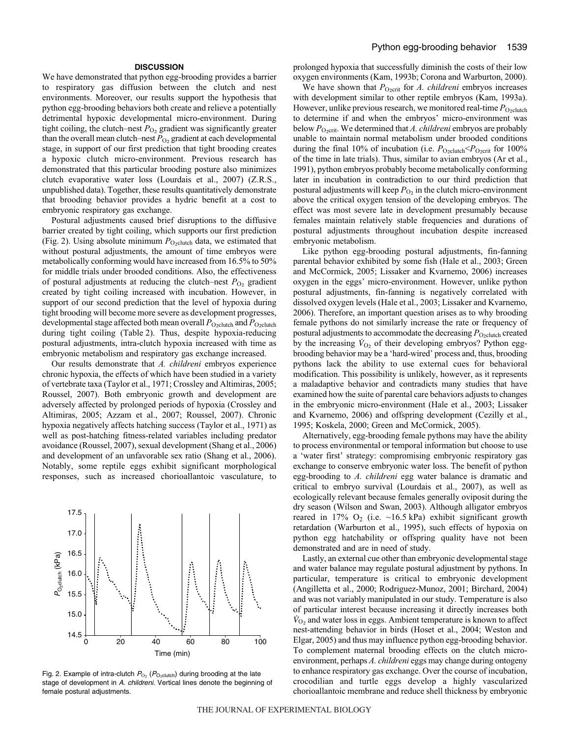## DISCUSSION

We have demonstrated that python egg-brooding provides a barrier to respiratory gas diffusion between the clutch and nest environments. Moreover, our results support the hypothesis that python egg-brooding behaviors both create and relieve a potentially detrimental hypoxic developmental micro-environment. During tight coiling, the clutch–nest $P_{O_2}$ gradient was significantly greater than the overall mean clutch–nest $P_{O_2}$ gradient at each developmental stage, in support of our first prediction that tight brooding creates a hypoxic clutch micro-environment. Previous research has demonstrated that this particular brooding posture also minimizes clutch evaporative water loss (Lourdais et al., 2007) (Z.R.S., unpublished data). Together, these results quantitatively demonstrate that brooding behavior provides a hydric benefit at a cost to embryonic respiratory gas exchange.

Postural adjustments caused brief disruptions to the diffusive barrier created by tight coiling, which supports our first prediction (Fig. 2). Using absolute minimum $P_{O_2clutch}$ data, we estimated that without postural adjustments, the amount of time embryos were metabolically conforming would have increased from 16.5% to 50% for middle trials under brooded conditions. Also, the effectiveness of postural adjustments at reducing the clutch–nest $P_{O_2}$ gradient created by tight coiling increased with incubation. However, in support of our second prediction that the level of hypoxia during tight brooding will become more severe as development progresses, developmental stage affected both mean overall $P_{O_2clutch}$ and $P_{O_2clutch}$ during tight coiling (Table 2). Thus, despite hypoxia-reducing postural adjustments, intra-clutch hypoxia increased with time as embryonic metabolism and respiratory gas exchange increased.

Our results demonstrate that *A. childreni* embryos experience chronic hypoxia, the effects of which have been studied in a variety of vertebrate taxa (Taylor et al., 1971; Crossley and Altimiras, 2005; Roussel, 2007). Both embryonic growth and development are adversely affected by prolonged periods of hypoxia (Crossley and Altimiras, 2005; Azzam et al., 2007; Roussel, 2007). Chronic hypoxia negatively affects hatching success (Taylor et al., 1971) as well as post-hatching fitness-related variables including predator avoidance (Roussel, 2007), sexual development (Shang et al., 2006) and development of an unfavorable sex ratio (Shang et al., 2006). Notably, some reptile eggs exhibit significant morphological responses, such as increased chorioallantoic vasculature, to prolonged hypoxia that successfully diminish the costs of their low oxygen environments (Kam, 1993b; Corona and Warburton, 2000).

Fig. 2. Example of intra-clutch $P_{O_2}$ ($P_{O_2clutch}$) during brooding at the late stage of development in *A. childreni*. Vertical lines denote the beginning of female postural adjustments.

We have shown that $P_{O_2crit}$ for *A. childreni* embryos increases with development similar to other reptile embryos (Kam, 1993a). However, unlike previous research, we monitored real-time $P_{O_2clutch}$ to determine if and when the embryos' micro-environment was below $P_{O_2crit}$. We determined that *A. childreni* embryos are probably unable to maintain normal metabolism under brooded conditions during the final 10% of incubation (i.e. $P_{O_2clutch}<P_{O_2crit}$ for 100% of the time in late trials). Thus, similar to avian embryos (Ar et al., 1991), python embryos probably become metabolically conforming later in incubation in contradiction to our third prediction that postural adjustments will keep $P_{O_2}$ in the clutch micro-environment above the critical oxygen tension of the developing embryos. The effect was most severe late in development presumably because females maintain relatively stable frequencies and durations of postural adjustments throughout incubation despite increased embryonic metabolism.

Like python egg-brooding postural adjustments, fin-fanning parental behavior exhibited by some fish (Hale et al., 2003; Green and McCormick, 2005; Lissaker and Kvarnemo, 2006) increases oxygen in the eggs' micro-environment. However, unlike python postural adjustments, fin-fanning is negatively correlated with dissolved oxygen levels (Hale et al., 2003; Lissaker and Kvarnemo, 2006). Therefore, an important question arises as to why brooding female pythons do not similarly increase the rate or frequency of postural adjustments to accommodate the decreasing $P_{O_2clutch}$ created by the increasing $\dot{V}_{O_2}$ of their developing embryos? Python egg-brooding behavior may be a 'hard-wired' process and, thus, brooding pythons lack the ability to use external cues for behavioral modification. This possibility is unlikely, however, as it represents a maladaptive behavior and contradicts many studies that have examined how the suite of parental care behaviors adjusts to changes in the embryonic micro-environment (Hale et al., 2003; Lissaker and Kvarnemo, 2006) and offspring development (Cezilly et al., 1995; Koskela, 2000; Green and McCormick, 2005).

Alternatively, egg-brooding female pythons may have the ability to process environmental or temporal information but choose to use a 'water first' strategy: compromising embryonic respiratory gas exchange to conserve embryonic water loss. The benefit of python egg-brooding to *A. childreni* egg water balance is dramatic and critical to embryo survival (Lourdais et al., 2007), as well as ecologically relevant because females generally oviposit during the dry season (Wilson and Swan, 2003). Although alligator embryos reared in 17% $O_2$ (i.e. ~16.5 kPa) exhibit significant growth retardation (Warburton et al., 1995), such effects of hypoxia on python egg hatchability or offspring quality have not been demonstrated and are in need of study.

Lastly, an external cue other than embryonic developmental stage and water balance may regulate postural adjustment by pythons. In particular, temperature is critical to embryonic development (Angilletta et al., 2000; Rodriguez-Munoz, 2001; Birchard, 2004) and was not variably manipulated in our study. Temperature is also of particular interest because increasing it directly increases both $\dot{V}_{O_2}$ and water loss in eggs. Ambient temperature is known to affect nest-attending behavior in birds (Hoset et al., 2004; Weston and Elgar, 2005) and thus may influence python egg-brooding behavior. To complement maternal brooding effects on the clutch micro-environment, perhaps *A. childreni* eggs may change during ontogeny to enhance respiratory gas exchange. Over the course of incubation, crocodilian and turtle eggs develop a highly vascularized chorioallantoic membrane and reduce shell thickness by embryonic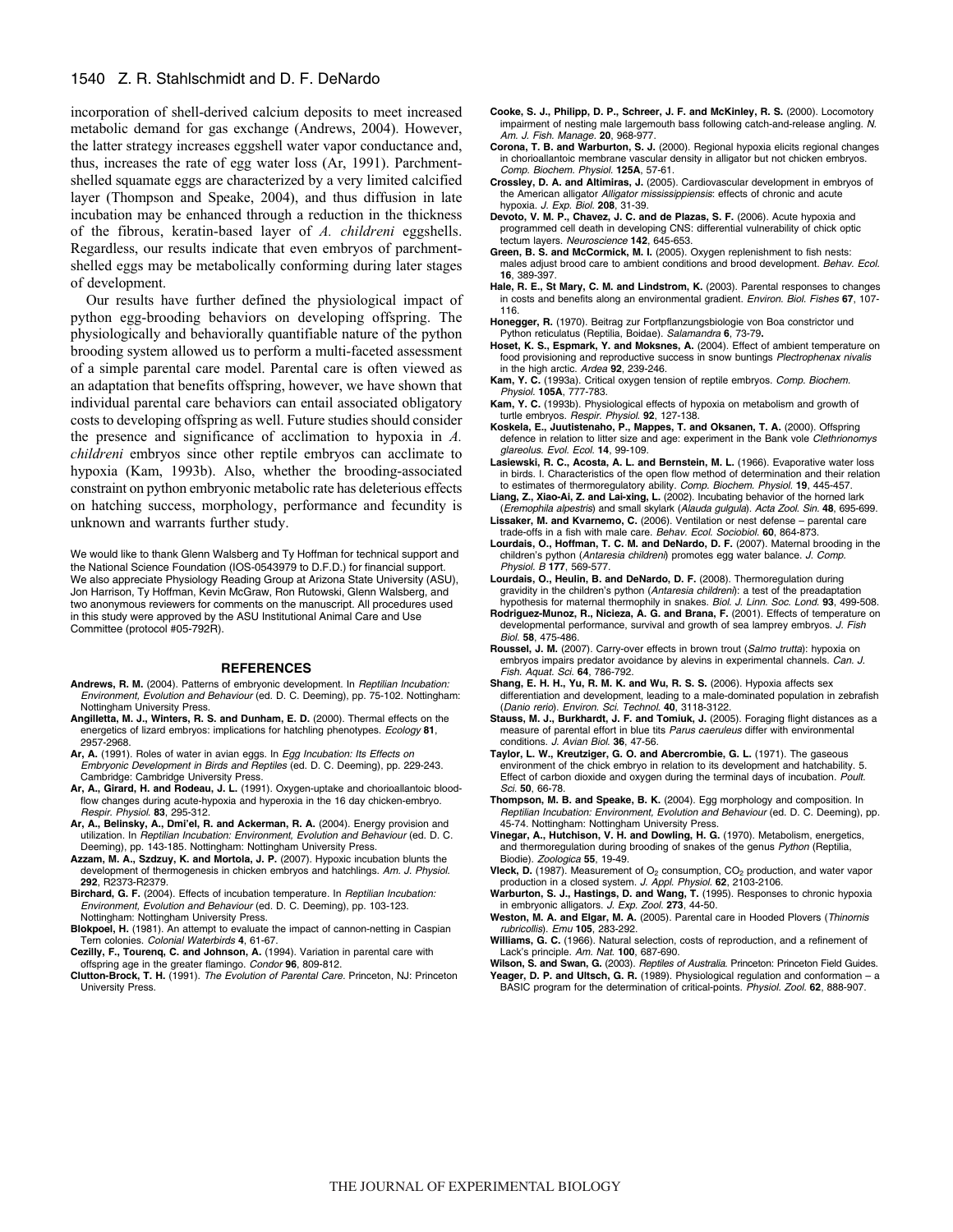incorporation of shell-derived calcium deposits to meet increased metabolic demand for gas exchange (Andrews, 2004). However, the latter strategy increases eggshell water vapor conductance and, thus, increases the rate of egg water loss (Ar, 1991). Parchment-shelled squamate eggs are characterized by a very limited calcified layer (Thompson and Speake, 2004), and thus diffusion in late incubation may be enhanced through a reduction in the thickness of the fibrous, keratin-based layer of *A. childreni* eggshells. Regardless, our results indicate that even embryos of parchment-shelled eggs may be metabolically conforming during later stages of development.

Our results have further defined the physiological impact of python egg-brooding behaviors on developing offspring. The physiologically and behaviorally quantifiable nature of the python brooding system allowed us to perform a multi-faceted assessment of a simple parental care model. Parental care is often viewed as an adaptation that benefits offspring, however, we have shown that individual parental care behaviors can entail associated obligatory costs to developing offspring as well. Future studies should consider the presence and significance of acclimation to hypoxia in *A. childreni* embryos since other reptile embryos can acclimate to hypoxia (Kam, 1993b). Also, whether the brooding-associated constraint on python embryonic metabolic rate has deleterious effects on hatching success, morphology, performance and fecundity is unknown and warrants further study.

We would like to thank Glenn Walsberg and Ty Hoffman for technical support and the National Science Foundation (IOS-0543979 to D.F.D.) for financial support. We also appreciate Physiology Reading Group at Arizona State University (ASU), Jon Harrison, Ty Hoffman, Kevin McGraw, Ron Rutowski, Glenn Walsberg, and two anonymous reviewers for comments on the manuscript. All procedures used in this study were approved by the ASU Institutional Animal Care and Use Committee (protocol #05-792R).

## REFERENCES

**Andrews, R. M.** (2004). Patterns of embryonic development. In *Reptilian Incubation: Environment, Evolution and Behaviour* (ed. D. C. Deeming), pp. 75-102. Nottingham: Nottingham University Press.

**Angilletta, M. J., Winters, R. S. and Dunham, E. D.** (2000). Thermal effects on the energetics of lizard embryos: implications for hatchling phenotypes. *Ecology* **81**, 2957-2968.

**Ar, A.** (1991). Roles of water in avian eggs. In *Egg Incubation: Its Effects on Embryonic Development in Birds and Reptiles* (ed. D. C. Deeming), pp. 229-243. Cambridge: Cambridge University Press.

**Ar, A., Girard, H. and Rodeau, J. L.** (1991). Oxygen-uptake and chorioallantoic blood-flow changes during acute-hypoxia and hyperoxia in the 16 day chicken-embryo. *Respir. Physiol.* **83**, 295-312.

**Ar, A., Belinsky, A., Dmi'el, R. and Ackerman, R. A.** (2004). Energy provision and utilization. In *Reptilian Incubation: Environment, Evolution and Behaviour* (ed. D. C. Deeming), pp. 143-185. Nottingham: Nottingham University Press.

**Azzam, M. A., Szdzuy, K. and Mortola, J. P.** (2007). Hypoxic incubation blunts the development of thermogenesis in chicken embryos and hatchlings. *Am. J. Physiol.* **292**, R2373-R2379.

**Birchard, G. F.** (2004). Effects of incubation temperature. In *Reptilian Incubation: Environment, Evolution and Behaviour* (ed. D. C. Deeming), pp. 103-123. Nottingham: Nottingham University Press.

**Blokpoel, H.** (1981). An attempt to evaluate the impact of cannon-netting in Caspian Tern colonies. *Colonial Waterbirds* **4**, 61-67.

**Cezilly, F., Tourenq, C. and Johnson, A.** (1994). Variation in parental care with offspring age in the greater flamingo. *Condor* **96**, 809-812.

**Clutton-Brock, T. H.** (1991). *The Evolution of Parental Care.* Princeton, NJ: Princeton University Press.

**Cooke, S. J., Philipp, D. P., Schreer, J. F. and McKinley, R. S.** (2000). Locomotory impairment of nesting male largemouth bass following catch-and-release angling. *N. Am. J. Fish. Manage.* **20**, 968-977.

**Corona, T. B. and Warburton, S. J.** (2000). Regional hypoxia elicits regional changes in chorioallantoic membrane vascular density in alligator but not chicken embryos. *Comp. Biochem. Physiol.* **125A**, 57-61.

**Crossley, D. A. and Altimiras, J.** (2005). Cardiovascular development in embryos of the American alligator *Alligator mississippiensis*: effects of chronic and acute hypoxia. *J. Exp. Biol.* **208**, 31-39.

**Devoto, V. M. P., Chavez, J. C. and de Plazas, S. F.** (2006). Acute hypoxia and programmed cell death in developing CNS: differential vulnerability of chick optic tectum layers. *Neuroscience* **142**, 645-653.

**Green, B. S. and McCormick, M. I.** (2005). Oxygen replenishment to fish nests: males adjust brood care to ambient conditions and brood development. *Behav. Ecol.* **16**, 389-397.

**Hale, R. E., St Mary, C. M. and Lindstrom, K.** (2003). Parental responses to changes in costs and benefits along an environmental gradient. *Environ. Biol. Fishes* **67**, 107-116.

**Honegger, R.** (1970). Beitrag zur Fortpflanzungsbiologie von Boa constrictor und Python reticulatus (Reptilia, Boidae). *Salamandra* **6**, 73-79**.**

**Hoset, K. S., Espmark, Y. and Moksnes, A.** (2004). Effect of ambient temperature on food provisioning and reproductive success in snow buntings *Plectrophenax nivalis* in the high arctic. *Ardea* **92**, 239-246.

**Kam, Y. C.** (1993a). Critical oxygen tension of reptile embryos. *Comp. Biochem. Physiol.* **105A**, 777-783.

**Kam, Y. C.** (1993b). Physiological effects of hypoxia on metabolism and growth of turtle embryos. *Respir. Physiol.* **92**, 127-138.

**Koskela, E., Juutistenaho, P., Mappes, T. and Oksanen, T. A.** (2000). Offspring defence in relation to litter size and age: experiment in the Bank vole *Clethrionomys glareolus*. *Evol. Ecol.* **14**, 99-109.

**Lasiewski, R. C., Acosta, A. L. and Bernstein, M. L.** (1966). Evaporative water loss in birds. I. Characteristics of the open flow method of determination and their relation to estimates of thermoregulatory ability. *Comp. Biochem. Physiol.* **19**, 445-457.

**Liang, Z., Xiao-Ai, Z. and Lai-xing, L.** (2002). Incubating behavior of the horned lark (*Eremophila alpestris*) and small skylark (*Alauda gulgula*). *Acta Zool. Sin.* **48**, 695-699.

**Lissaker, M. and Kvarnemo, C.** (2006). Ventilation or nest defense – parental care trade-offs in a fish with male care. *Behav. Ecol. Sociobiol.* **60**, 864-873.

**Lourdais, O., Hoffman, T. C. M. and DeNardo, D. F.** (2007). Maternal brooding in the children's python (*Antaresia childreni*) promotes egg water balance. *J. Comp. Physiol. B* **177**, 569-577.

**Lourdais, O., Heulin, B. and DeNardo, D. F.** (2008). Thermoregulation during gravidity in the children's python (*Antaresia childreni*): a test of the preadaptation hypothesis for maternal thermophily in snakes. *Biol. J. Linn. Soc. Lond.* **93**, 499-508.

**Rodriguez-Munoz, R., Nicieza, A. G. and Brana, F.** (2001). Effects of temperature on developmental performance, survival and growth of sea lamprey embryos. *J. Fish Biol.* **58**, 475-486.

**Roussel, J. M.** (2007). Carry-over effects in brown trout (*Salmo trutta*): hypoxia on embryos impairs predator avoidance by alevins in experimental channels. *Can. J. Fish. Aquat. Sci.* **64**, 786-792.

**Shang, E. H. H., Yu, R. M. K. and Wu, R. S. S.** (2006). Hypoxia affects sex differentiation and development, leading to a male-dominated population in zebrafish (*Danio rerio*). *Environ. Sci. Technol.* **40**, 3118-3122.

**Stauss, M. J., Burkhardt, J. F. and Tomiuk, J.** (2005). Foraging flight distances as a measure of parental effort in blue tits *Parus caeruleus* differ with environmental conditions. *J. Avian Biol.* **36**, 47-56.

**Taylor, L. W., Kreutziger, G. O. and Abercrombie, G. L.** (1971). The gaseous environment of the chick embryo in relation to its development and hatchability. 5. Effect of carbon dioxide and oxygen during the terminal days of incubation. *Poult. Sci.* **50**, 66-78.

**Thompson, M. B. and Speake, B. K.** (2004). Egg morphology and composition. In *Reptilian Incubation: Environment, Evolution and Behaviour* (ed. D. C. Deeming), pp. 45-74. Nottingham: Nottingham University Press.

**Vinegar, A., Hutchison, V. H. and Dowling, H. G.** (1970). Metabolism, energetics, and thermoregulation during brooding of snakes of the genus *Python* (Reptilia, Biodie). *Zoologica* **55**, 19-49.

**Vleck, D.** (1987). Measurement of $O_2$ consumption, $CO_2$ production, and water vapor production in a closed system. *J. Appl. Physiol.* **62**, 2103-2106.

**Warburton, S. J., Hastings, D. and Wang, T.** (1995). Responses to chronic hypoxia in embryonic alligators. *J. Exp. Zool.* **273**, 44-50.

**Weston, M. A. and Elgar, M. A.** (2005). Parental care in Hooded Plovers (*Thinornis rubricollis*). *Emu* **105**, 283-292.

**Williams, G. C.** (1966). Natural selection, costs of reproduction, and a refinement of Lack's principle. *Am. Nat.* **100**, 687-690.

**Wilson, S. and Swan, G.** (2003). *Reptiles of Australia.* Princeton: Princeton Field Guides.

**Yeager, D. P. and Ultsch, G. R.** (1989). Physiological regulation and conformation – a BASIC program for the determination of critical-points. *Physiol. Zool.* **62**, 888-907.